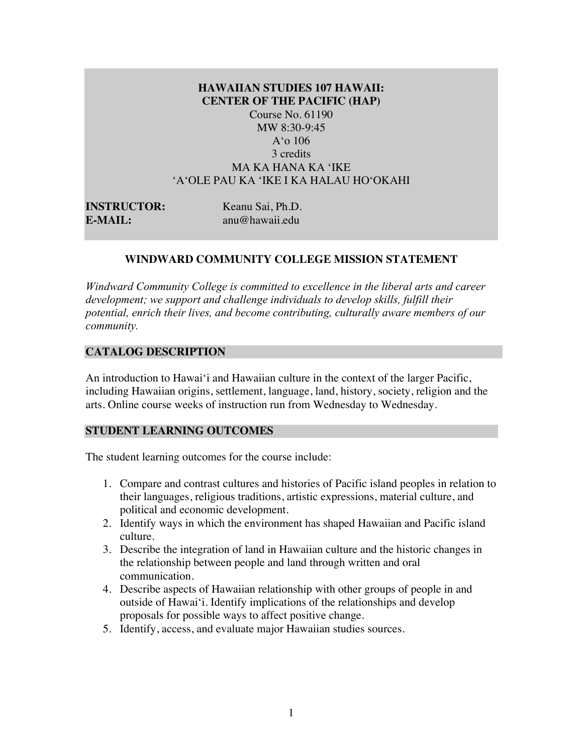# HAWAIIAN STUDIES 107 HAWAII: CENTER OF THE PACIFIC (HAP)

Course No. 61190
MW 8:30-9:45
A'o 106
3 credits
MA KA HANA KA 'IKE
'A'OLE PAU KA 'IKE I KA HALAU HO'OKAHI

**INSTRUCTOR:** Keanu Sai, Ph.D.
**E-MAIL:** anu@hawaii.edu

## WINDWARD COMMUNITY COLLEGE MISSION STATEMENT

*Windward Community College is committed to excellence in the liberal arts and career development; we support and challenge individuals to develop skills, fulfill their potential, enrich their lives, and become contributing, culturally aware members of our community.*

## CATALOG DESCRIPTION

An introduction to Hawai'i and Hawaiian culture in the context of the larger Pacific, including Hawaiian origins, settlement, language, land, history, society, religion and the arts. Online course weeks of instruction run from Wednesday to Wednesday.

## STUDENT LEARNING OUTCOMES

The student learning outcomes for the course include:

1. Compare and contrast cultures and histories of Pacific island peoples in relation to their languages, religious traditions, artistic expressions, material culture, and political and economic development.
2. Identify ways in which the environment has shaped Hawaiian and Pacific island culture.
3. Describe the integration of land in Hawaiian culture and the historic changes in the relationship between people and land through written and oral communication.
4. Describe aspects of Hawaiian relationship with other groups of people in and outside of Hawai'i. Identify implications of the relationships and develop proposals for possible ways to affect positive change.
5. Identify, access, and evaluate major Hawaiian studies sources.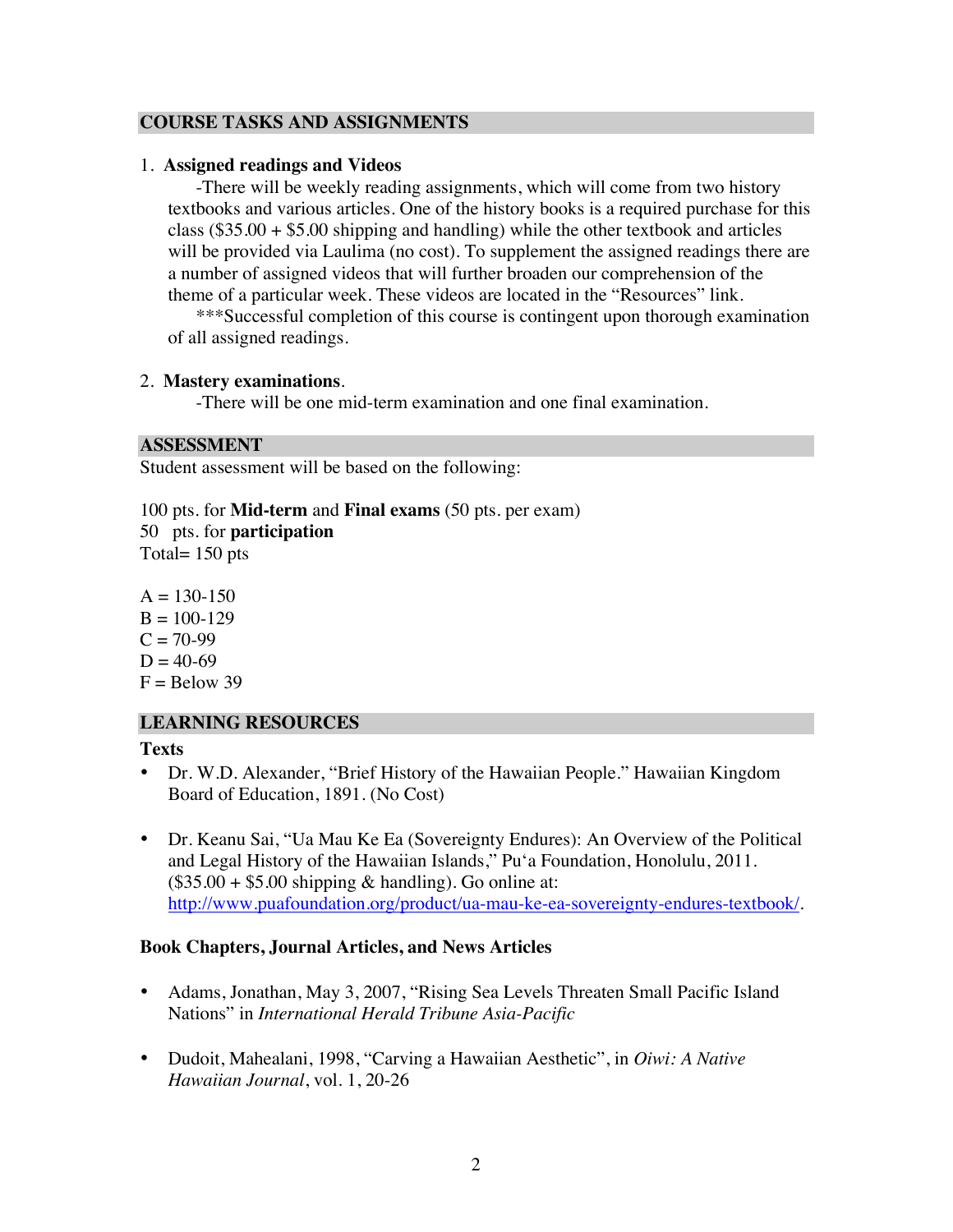## COURSE TASKS AND ASSIGNMENTS

1. **Assigned readings and Videos**

   -There will be weekly reading assignments, which will come from two history textbooks and various articles. One of the history books is a required purchase for this class ($35.00 + $5.00 shipping and handling) while the other textbook and articles will be provided via Laulima (no cost). To supplement the assigned readings there are a number of assigned videos that will further broaden our comprehension of the theme of a particular week. These videos are located in the "Resources" link.

   ***Successful completion of this course is contingent upon thorough examination of all assigned readings.

2. **Mastery examinations**.

   -There will be one mid-term examination and one final examination.

## ASSESSMENT

Student assessment will be based on the following:

100 pts. for **Mid-term** and **Final exams** (50 pts. per exam)
50 pts. for **participation**
Total= 150 pts

A = 130-150
B = 100-129
C = 70-99
D = 40-69
F = Below 39

## LEARNING RESOURCES

### Texts

- Dr. W.D. Alexander, "Brief History of the Hawaiian People." Hawaiian Kingdom Board of Education, 1891. (No Cost)

- Dr. Keanu Sai, "Ua Mau Ke Ea (Sovereignty Endures): An Overview of the Political and Legal History of the Hawaiian Islands," Pu'a Foundation, Honolulu, 2011. ($35.00 + $5.00 shipping & handling). Go online at: http://www.puafoundation.org/product/ua-mau-ke-ea-sovereignty-endures-textbook/.

### Book Chapters, Journal Articles, and News Articles

- Adams, Jonathan, May 3, 2007, "Rising Sea Levels Threaten Small Pacific Island Nations" in *International Herald Tribune Asia-Pacific*

- Dudoit, Mahealani, 1998, "Carving a Hawaiian Aesthetic", in *Oiwi: A Native Hawaiian Journal*, vol. 1, 20-26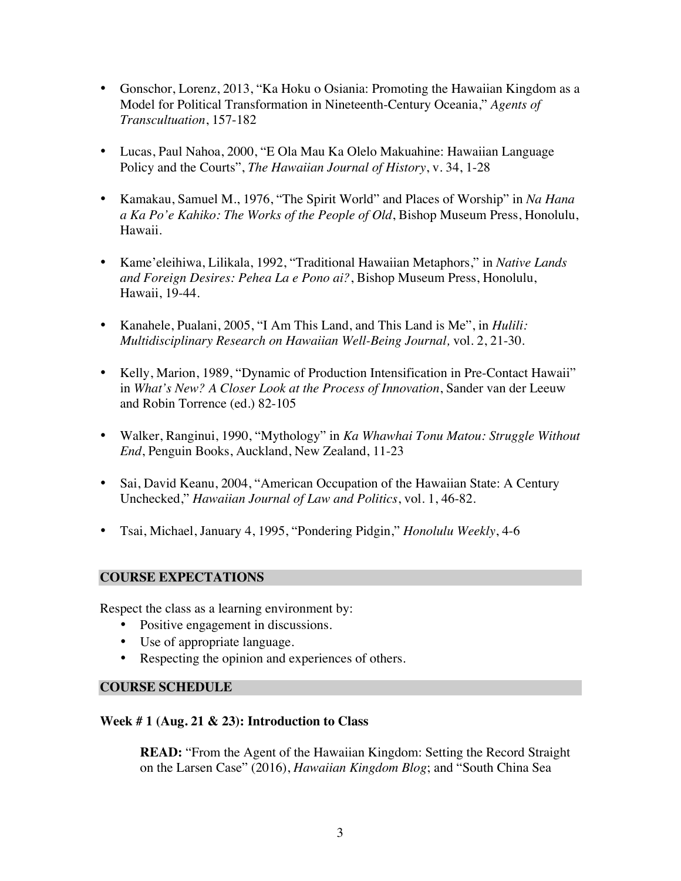- Gonschor, Lorenz, 2013, "Ka Hoku o Osiania: Promoting the Hawaiian Kingdom as a Model for Political Transformation in Nineteenth-Century Oceania," *Agents of Transcultuation*, 157-182

- Lucas, Paul Nahoa, 2000, "E Ola Mau Ka Olelo Makuahine: Hawaiian Language Policy and the Courts", *The Hawaiian Journal of History*, v. 34, 1-28

- Kamakau, Samuel M., 1976, "The Spirit World" and Places of Worship" in *Na Hana a Ka Po'e Kahiko: The Works of the People of Old*, Bishop Museum Press, Honolulu, Hawaii.

- Kame'eleihiwa, Lilikala, 1992, "Traditional Hawaiian Metaphors," in *Native Lands and Foreign Desires: Pehea La e Pono ai?*, Bishop Museum Press, Honolulu, Hawaii, 19-44.

- Kanahele, Pualani, 2005, "I Am This Land, and This Land is Me", in *Hulili: Multidisciplinary Research on Hawaiian Well-Being Journal,* vol. 2, 21-30.

- Kelly, Marion, 1989, "Dynamic of Production Intensification in Pre-Contact Hawaii" in *What's New? A Closer Look at the Process of Innovation*, Sander van der Leeuw and Robin Torrence (ed.) 82-105

- Walker, Ranginui, 1990, "Mythology" in *Ka Whawhai Tonu Matou: Struggle Without End*, Penguin Books, Auckland, New Zealand, 11-23

- Sai, David Keanu, 2004, "American Occupation of the Hawaiian State: A Century Unchecked," *Hawaiian Journal of Law and Politics*, vol. 1, 46-82.

- Tsai, Michael, January 4, 1995, "Pondering Pidgin," *Honolulu Weekly*, 4-6

## COURSE EXPECTATIONS

Respect the class as a learning environment by:

- Positive engagement in discussions.
- Use of appropriate language.
- Respecting the opinion and experiences of others.

## COURSE SCHEDULE

### Week # 1 (Aug. 21 & 23): Introduction to Class

**READ:** "From the Agent of the Hawaiian Kingdom: Setting the Record Straight on the Larsen Case" (2016), *Hawaiian Kingdom Blog*; and "South China Sea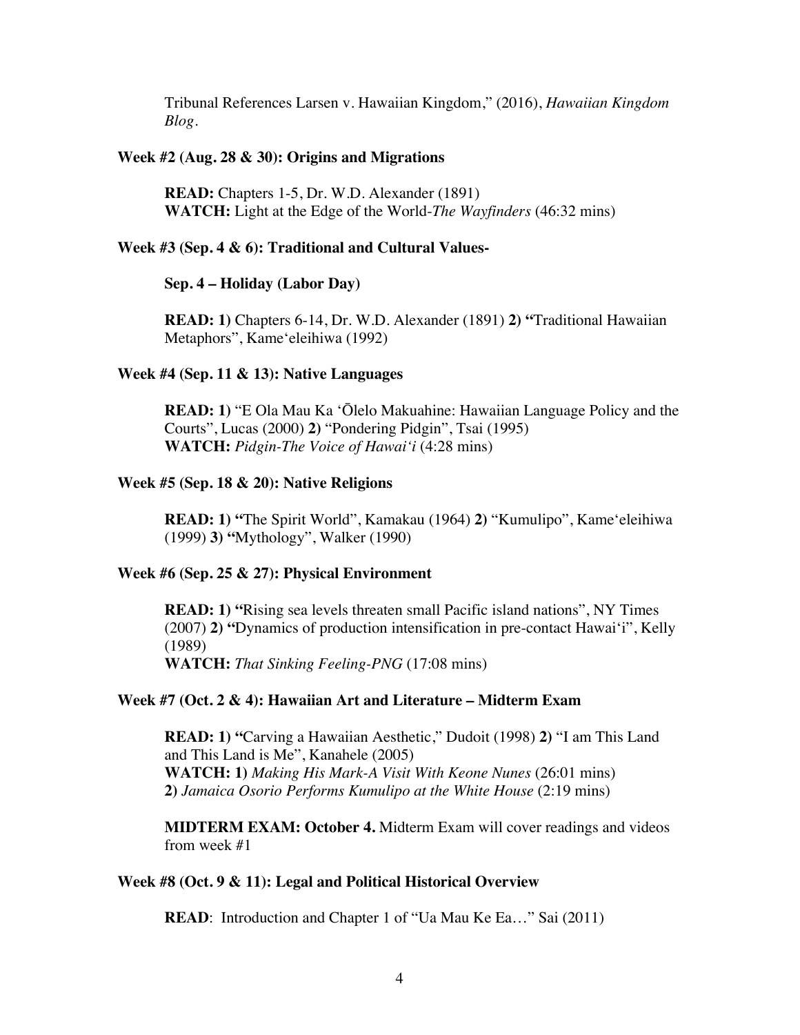Tribunal References Larsen v. Hawaiian Kingdom," (2016), *Hawaiian Kingdom Blog*.

**Week #2 (Aug. 28 & 30): Origins and Migrations**

**READ:** Chapters 1-5, Dr. W.D. Alexander (1891)
**WATCH:** Light at the Edge of the World-*The Wayfinders* (46:32 mins)

**Week #3 (Sep. 4 & 6): Traditional and Cultural Values-**

**Sep. 4 – Holiday (Labor Day)**

**READ: 1)** Chapters 6-14, Dr. W.D. Alexander (1891) **2) "**Traditional Hawaiian Metaphors", Kame'eleihiwa (1992)

**Week #4 (Sep. 11 & 13): Native Languages**

**READ: 1)** "E Ola Mau Ka ʻŌlelo Makuahine: Hawaiian Language Policy and the Courts", Lucas (2000) **2)** "Pondering Pidgin", Tsai (1995)
**WATCH:** *Pidgin-The Voice of Hawaiʻi* (4:28 mins)

**Week #5 (Sep. 18 & 20): Native Religions**

**READ: 1) "**The Spirit World", Kamakau (1964) **2)** "Kumulipo", Kame'eleihiwa (1999) **3) "**Mythology", Walker (1990)

**Week #6 (Sep. 25 & 27): Physical Environment**

**READ: 1) "**Rising sea levels threaten small Pacific island nations", NY Times (2007) **2) "**Dynamics of production intensification in pre-contact Hawaiʻi", Kelly (1989)
**WATCH:** *That Sinking Feeling-PNG* (17:08 mins)

**Week #7 (Oct. 2 & 4): Hawaiian Art and Literature – Midterm Exam**

**READ: 1) "**Carving a Hawaiian Aesthetic," Dudoit (1998) **2)** "I am This Land and This Land is Me", Kanahele (2005)
**WATCH: 1)** *Making His Mark-A Visit With Keone Nunes* (26:01 mins)
**2)** *Jamaica Osorio Performs Kumulipo at the White House* (2:19 mins)

**MIDTERM EXAM: October 4.** Midterm Exam will cover readings and videos from week #1

**Week #8 (Oct. 9 & 11): Legal and Political Historical Overview**

**READ**: Introduction and Chapter 1 of "Ua Mau Ke Ea…" Sai (2011)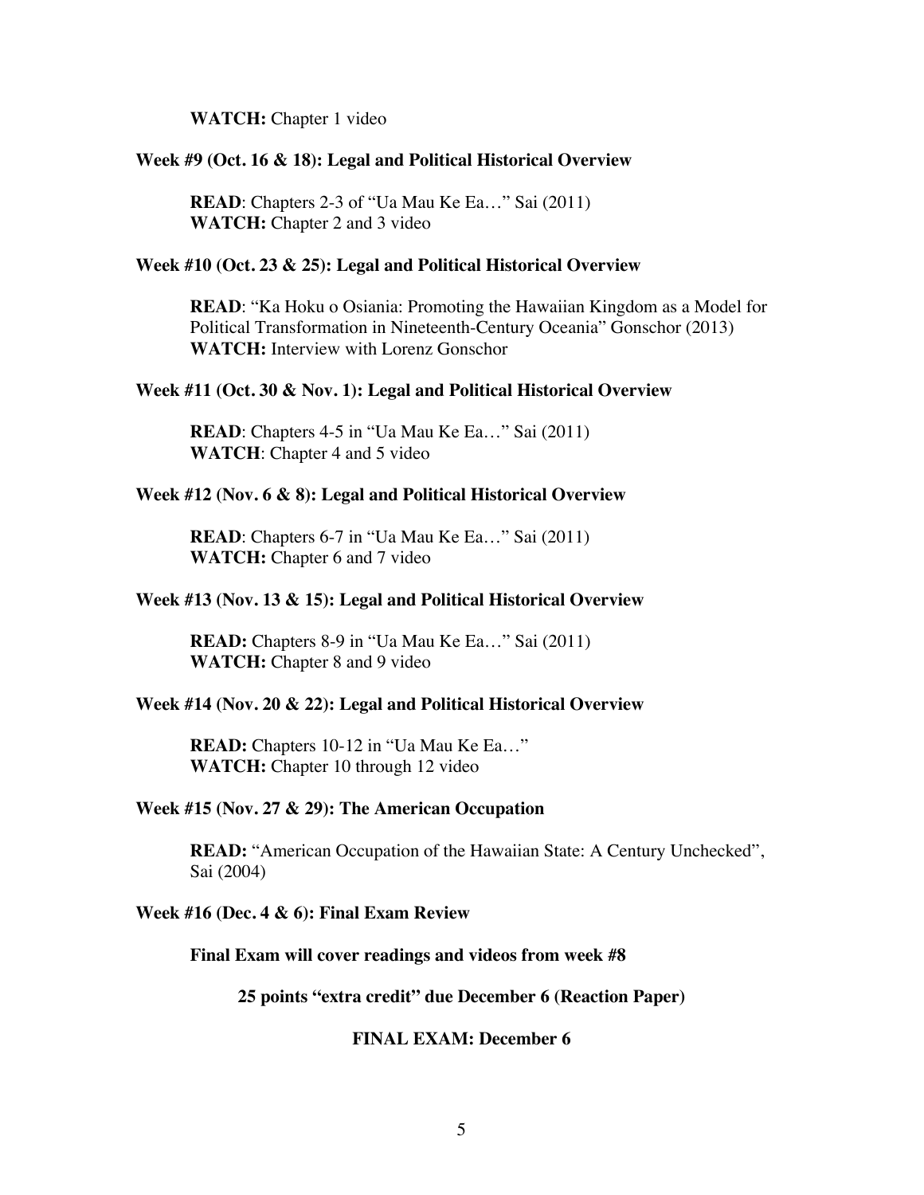**WATCH:** Chapter 1 video

**Week #9 (Oct. 16 & 18): Legal and Political Historical Overview**

**READ**: Chapters 2-3 of "Ua Mau Ke Ea…" Sai (2011)
**WATCH:** Chapter 2 and 3 video

**Week #10 (Oct. 23 & 25): Legal and Political Historical Overview**

**READ**: "Ka Hoku o Osiania: Promoting the Hawaiian Kingdom as a Model for Political Transformation in Nineteenth-Century Oceania" Gonschor (2013)
**WATCH:** Interview with Lorenz Gonschor

**Week #11 (Oct. 30 & Nov. 1): Legal and Political Historical Overview**

**READ**: Chapters 4-5 in "Ua Mau Ke Ea…" Sai (2011)
**WATCH**: Chapter 4 and 5 video

**Week #12 (Nov. 6 & 8): Legal and Political Historical Overview**

**READ**: Chapters 6-7 in "Ua Mau Ke Ea…" Sai (2011)
**WATCH:** Chapter 6 and 7 video

**Week #13 (Nov. 13 & 15): Legal and Political Historical Overview**

**READ:** Chapters 8-9 in "Ua Mau Ke Ea…" Sai (2011)
**WATCH:** Chapter 8 and 9 video

**Week #14 (Nov. 20 & 22): Legal and Political Historical Overview**

**READ:** Chapters 10-12 in "Ua Mau Ke Ea…"
**WATCH:** Chapter 10 through 12 video

**Week #15 (Nov. 27 & 29): The American Occupation**

**READ:** "American Occupation of the Hawaiian State: A Century Unchecked", Sai (2004)

**Week #16 (Dec. 4 & 6): Final Exam Review**

**Final Exam will cover readings and videos from week #8**

**25 points "extra credit" due December 6 (Reaction Paper)**

**FINAL EXAM: December 6**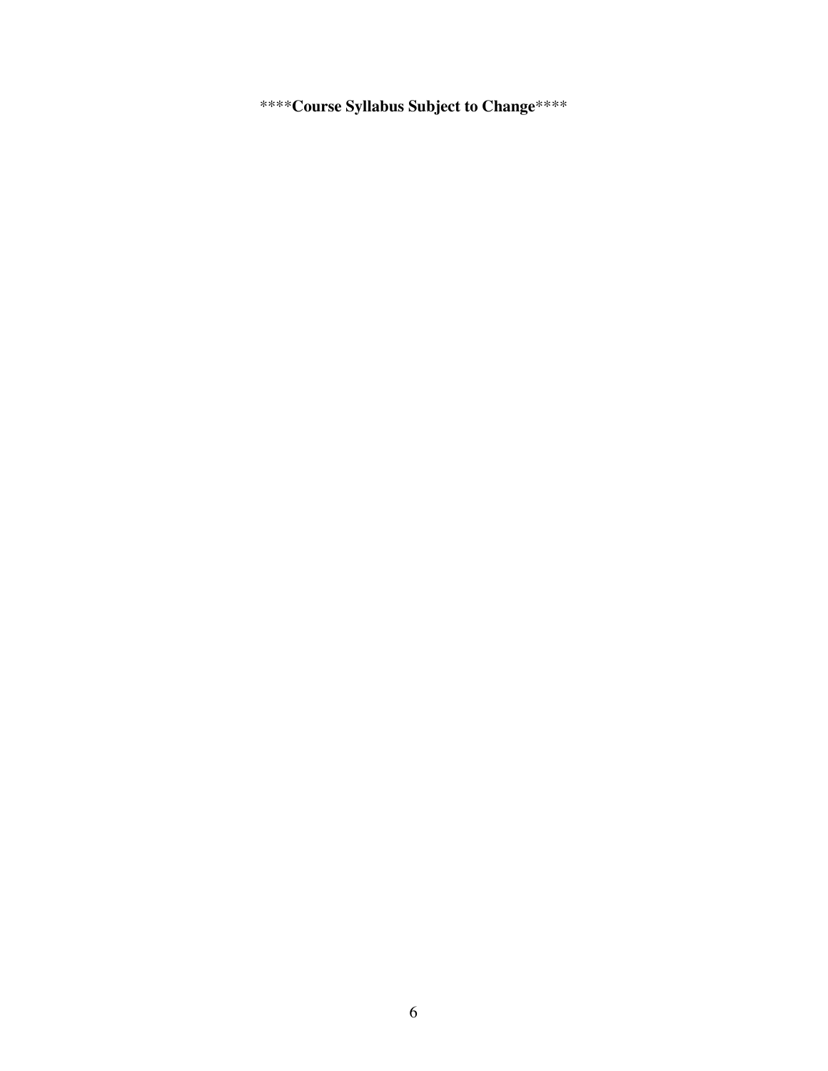****Course Syllabus Subject to Change****